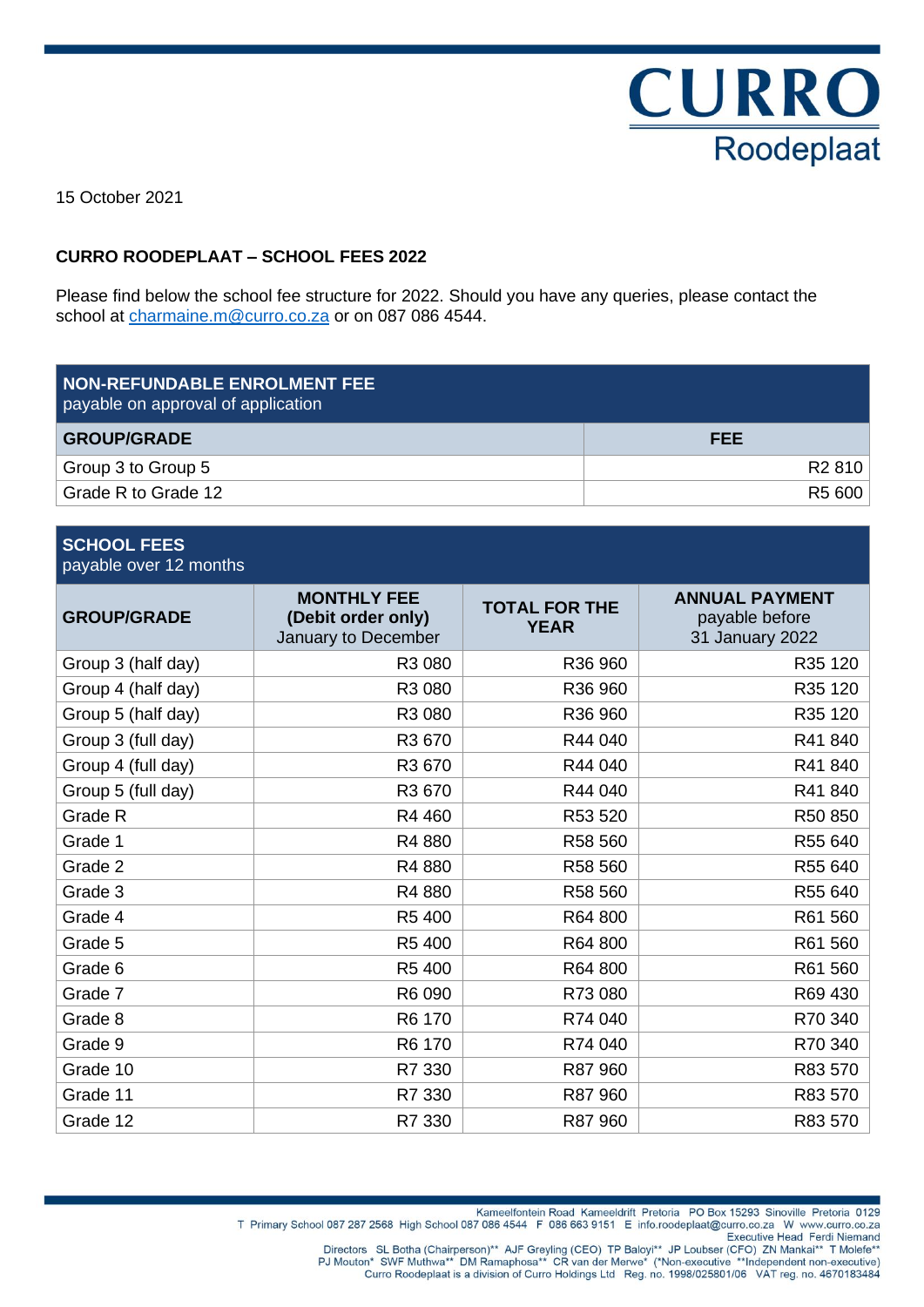CURRO
Roodeplaat

15 October 2021

## CURRO ROODEPLAAT – SCHOOL FEES 2022

Please find below the school fee structure for 2022. Should you have any queries, please contact the school at charmaine.m@curro.co.za or on 087 086 4544.

| **NON-REFUNDABLE ENROLMENT FEE** payable on approval of application | |
|---|---|
| **GROUP/GRADE** | **FEE** |
| Group 3 to Group 5 | R2 810 |
| Grade R to Grade 12 | R5 600 |

| **SCHOOL FEES** payable over 12 months | | | |
|---|---|---|---|
| **GROUP/GRADE** | **MONTHLY FEE (Debit order only)** January to December | **TOTAL FOR THE YEAR** | **ANNUAL PAYMENT** payable before 31 January 2022 |
| Group 3 (half day) | R3 080 | R36 960 | R35 120 |
| Group 4 (half day) | R3 080 | R36 960 | R35 120 |
| Group 5 (half day) | R3 080 | R36 960 | R35 120 |
| Group 3 (full day) | R3 670 | R44 040 | R41 840 |
| Group 4 (full day) | R3 670 | R44 040 | R41 840 |
| Group 5 (full day) | R3 670 | R44 040 | R41 840 |
| Grade R | R4 460 | R53 520 | R50 850 |
| Grade 1 | R4 880 | R58 560 | R55 640 |
| Grade 2 | R4 880 | R58 560 | R55 640 |
| Grade 3 | R4 880 | R58 560 | R55 640 |
| Grade 4 | R5 400 | R64 800 | R61 560 |
| Grade 5 | R5 400 | R64 800 | R61 560 |
| Grade 6 | R5 400 | R64 800 | R61 560 |
| Grade 7 | R6 090 | R73 080 | R69 430 |
| Grade 8 | R6 170 | R74 040 | R70 340 |
| Grade 9 | R6 170 | R74 040 | R70 340 |
| Grade 10 | R7 330 | R87 960 | R83 570 |
| Grade 11 | R7 330 | R87 960 | R83 570 |
| Grade 12 | R7 330 | R87 960 | R83 570 |

Kameelfontein Road Kameeldrift Pretoria PO Box 15293 Sinoville Pretoria 0129
T Primary School 087 287 2568 High School 087 086 4544 F 086 663 9151 E info.roodeplaat@curro.co.za W www.curro.co.za
Executive Head Ferdi Niemand
Directors SL Botha (Chairperson)** AJF Greyling (CEO) TP Baloyi** JP Loubser (CFO) ZN Mankai** T Molefe**
PJ Mouton* SWF Muthwa** DM Ramaphosa** CR van der Merwe* (*Non-executive **Independent non-executive)
Curro Roodeplaat is a division of Curro Holdings Ltd Reg. no. 1998/025801/06 VAT reg. no. 4670183484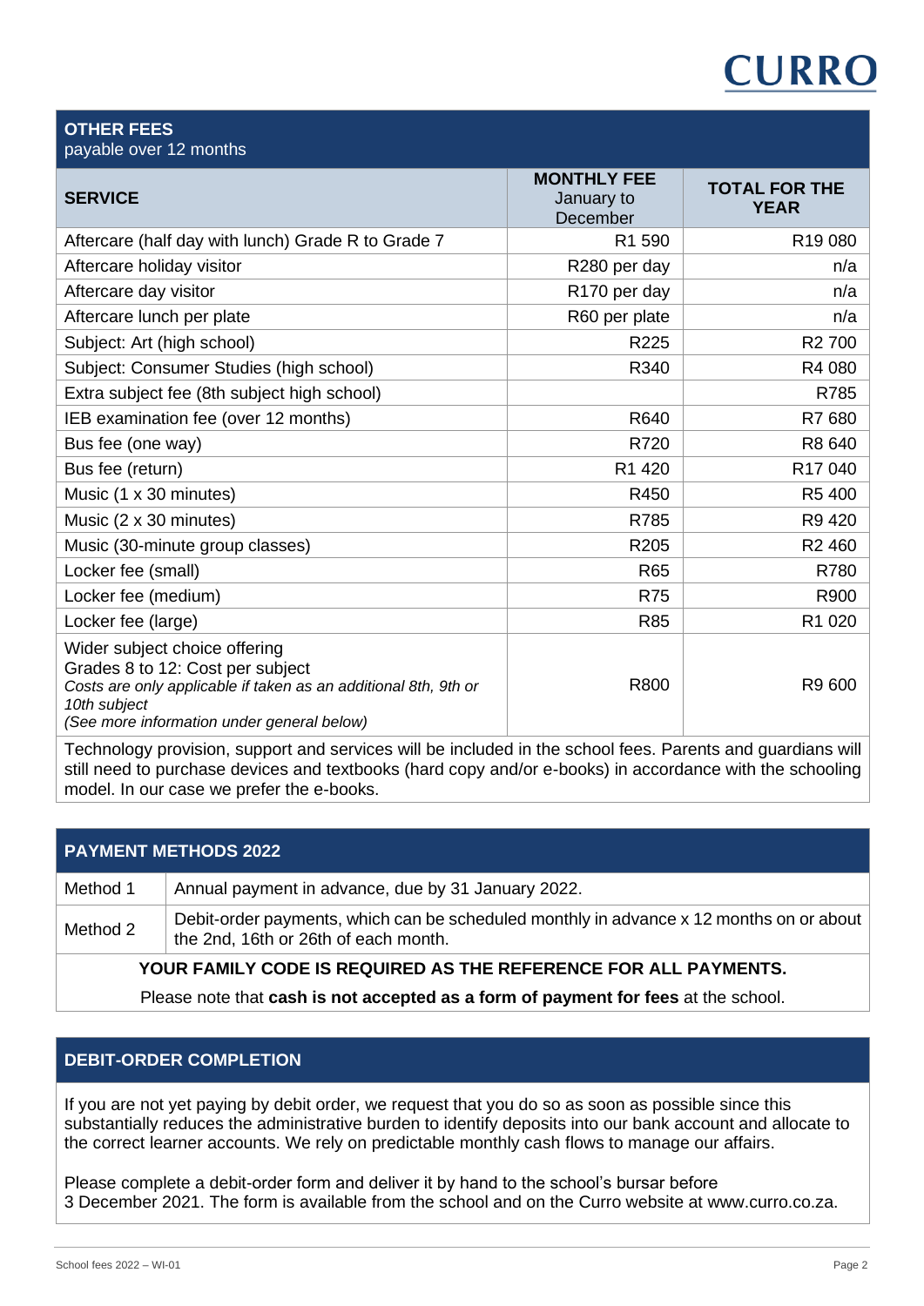## OTHER FEES
payable over 12 months

| SERVICE | MONTHLY FEE January to December | TOTAL FOR THE YEAR |
|---|---|---|
| Aftercare (half day with lunch) Grade R to Grade 7 | R1 590 | R19 080 |
| Aftercare holiday visitor | R280 per day | n/a |
| Aftercare day visitor | R170 per day | n/a |
| Aftercare lunch per plate | R60 per plate | n/a |
| Subject: Art (high school) | R225 | R2 700 |
| Subject: Consumer Studies (high school) | R340 | R4 080 |
| Extra subject fee (8th subject high school) | | R785 |
| IEB examination fee (over 12 months) | R640 | R7 680 |
| Bus fee (one way) | R720 | R8 640 |
| Bus fee (return) | R1 420 | R17 040 |
| Music (1 x 30 minutes) | R450 | R5 400 |
| Music (2 x 30 minutes) | R785 | R9 420 |
| Music (30-minute group classes) | R205 | R2 460 |
| Locker fee (small) | R65 | R780 |
| Locker fee (medium) | R75 | R900 |
| Locker fee (large) | R85 | R1 020 |
| Wider subject choice offering Grades 8 to 12: Cost per subject *Costs are only applicable if taken as an additional 8th, 9th or 10th subject* *(See more information under general below)* | R800 | R9 600 |

Technology provision, support and services will be included in the school fees. Parents and guardians will still need to purchase devices and textbooks (hard copy and/or e-books) in accordance with the schooling model. In our case we prefer the e-books.

## PAYMENT METHODS 2022

| Method | Description |
|---|---|
| Method 1 | Annual payment in advance, due by 31 January 2022. |
| Method 2 | Debit-order payments, which can be scheduled monthly in advance x 12 months on or about the 2nd, 16th or 26th of each month. |

**YOUR FAMILY CODE IS REQUIRED AS THE REFERENCE FOR ALL PAYMENTS.**

Please note that **cash is not accepted as a form of payment for fees** at the school.

## DEBIT-ORDER COMPLETION

If you are not yet paying by debit order, we request that you do so as soon as possible since this substantially reduces the administrative burden to identify deposits into our bank account and allocate to the correct learner accounts. We rely on predictable monthly cash flows to manage our affairs.

Please complete a debit-order form and deliver it by hand to the school's bursar before 3 December 2021. The form is available from the school and on the Curro website at www.curro.co.za.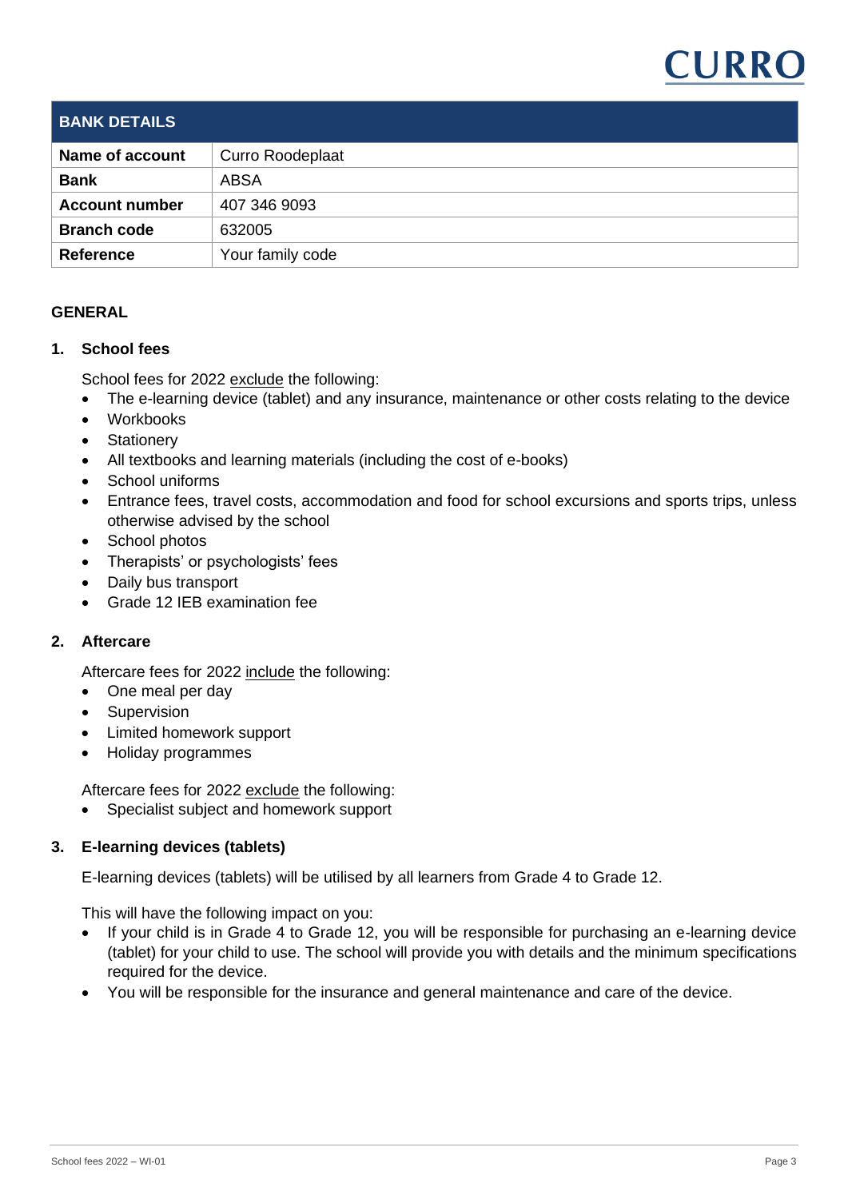| BANK DETAILS | |
|---|---|
| **Name of account** | Curro Roodeplaat |
| **Bank** | ABSA |
| **Account number** | 407 346 9093 |
| **Branch code** | 632005 |
| **Reference** | Your family code |

## GENERAL

### 1. School fees

School fees for 2022 exclude the following:

- The e-learning device (tablet) and any insurance, maintenance or other costs relating to the device
- Workbooks
- Stationery
- All textbooks and learning materials (including the cost of e-books)
- School uniforms
- Entrance fees, travel costs, accommodation and food for school excursions and sports trips, unless otherwise advised by the school
- School photos
- Therapists' or psychologists' fees
- Daily bus transport
- Grade 12 IEB examination fee

### 2. Aftercare

Aftercare fees for 2022 include the following:

- One meal per day
- Supervision
- Limited homework support
- Holiday programmes

Aftercare fees for 2022 exclude the following:

- Specialist subject and homework support

### 3. E-learning devices (tablets)

E-learning devices (tablets) will be utilised by all learners from Grade 4 to Grade 12.

This will have the following impact on you:

- If your child is in Grade 4 to Grade 12, you will be responsible for purchasing an e-learning device (tablet) for your child to use. The school will provide you with details and the minimum specifications required for the device.
- You will be responsible for the insurance and general maintenance and care of the device.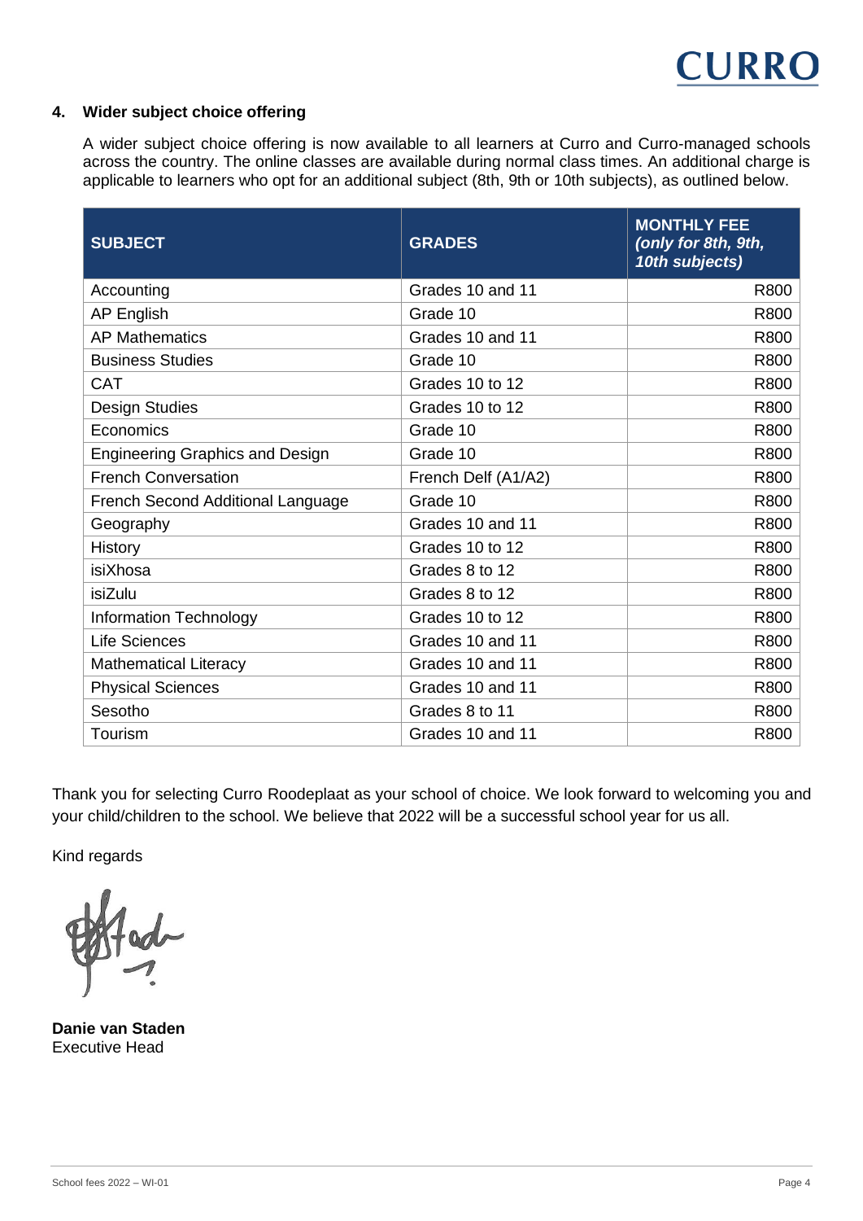## 4. Wider subject choice offering

A wider subject choice offering is now available to all learners at Curro and Curro-managed schools across the country. The online classes are available during normal class times. An additional charge is applicable to learners who opt for an additional subject (8th, 9th or 10th subjects), as outlined below.

| SUBJECT | GRADES | MONTHLY FEE *(only for 8th, 9th, 10th subjects)* |
|---|---|---|
| Accounting | Grades 10 and 11 | R800 |
| AP English | Grade 10 | R800 |
| AP Mathematics | Grades 10 and 11 | R800 |
| Business Studies | Grade 10 | R800 |
| CAT | Grades 10 to 12 | R800 |
| Design Studies | Grades 10 to 12 | R800 |
| Economics | Grade 10 | R800 |
| Engineering Graphics and Design | Grade 10 | R800 |
| French Conversation | French Delf (A1/A2) | R800 |
| French Second Additional Language | Grade 10 | R800 |
| Geography | Grades 10 and 11 | R800 |
| History | Grades 10 to 12 | R800 |
| isiXhosa | Grades 8 to 12 | R800 |
| isiZulu | Grades 8 to 12 | R800 |
| Information Technology | Grades 10 to 12 | R800 |
| Life Sciences | Grades 10 and 11 | R800 |
| Mathematical Literacy | Grades 10 and 11 | R800 |
| Physical Sciences | Grades 10 and 11 | R800 |
| Sesotho | Grades 8 to 11 | R800 |
| Tourism | Grades 10 and 11 | R800 |

Thank you for selecting Curro Roodeplaat as your school of choice. We look forward to welcoming you and your child/children to the school. We believe that 2022 will be a successful school year for us all.

Kind regards

**Danie van Staden**
Executive Head